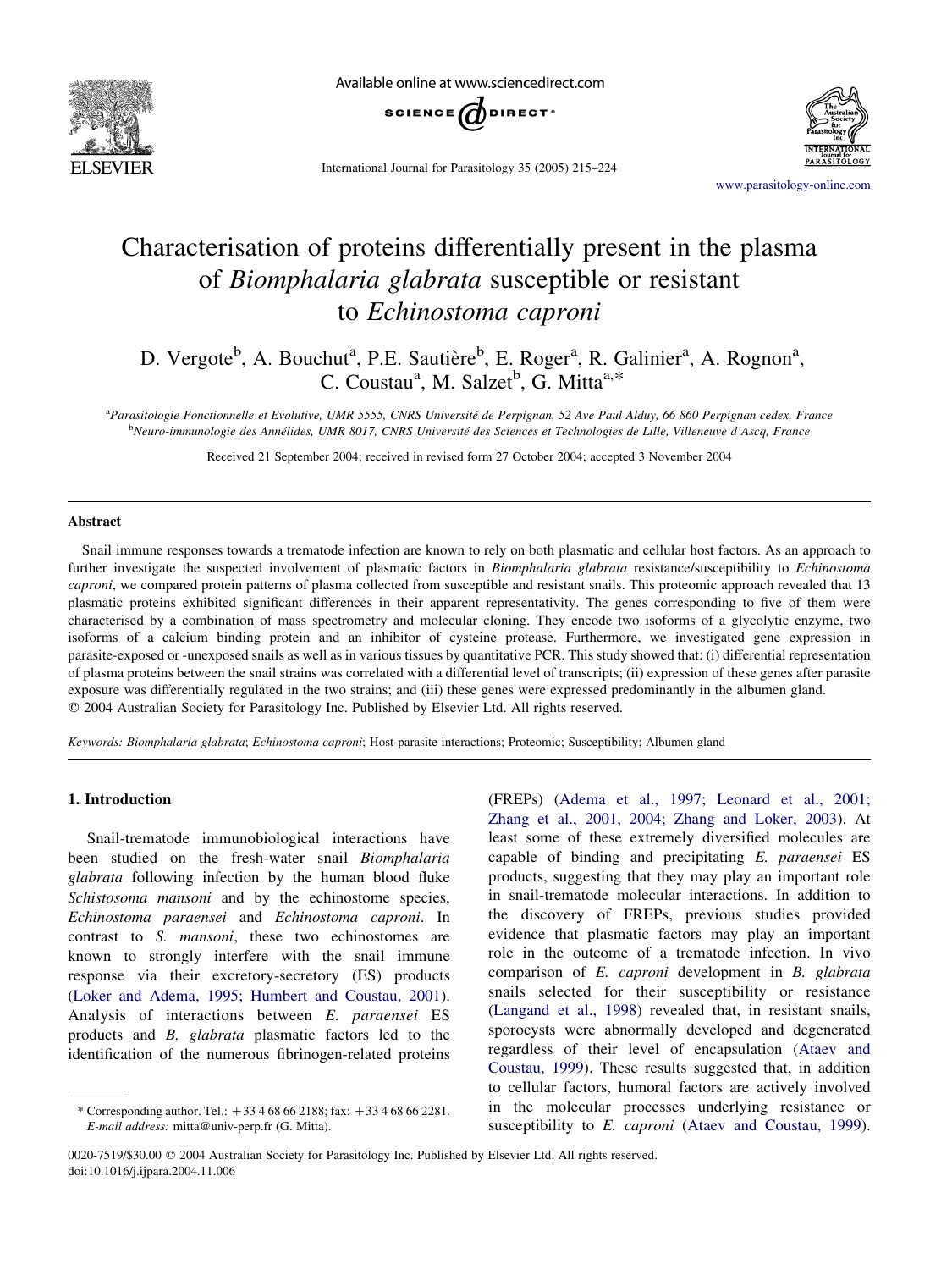# Characterisation of proteins differentially present in the plasma of *Biomphalaria glabrata* susceptible or resistant to *Echinostoma caproni*

D. Vergote[b], A. Bouchut[a], P.E. Sautière[b], E. Roger[a], R. Galinier[a], A. Rognon[a], C. Coustau[a], M. Salzet[b], G. Mitta[a,*]

[a]Parasitologie Fonctionnelle et Evolutive, UMR 5555, CNRS Université de Perpignan, 52 Ave Paul Alduy, 66 860 Perpignan cedex, France
[b]Neuro-immunologie des Annélides, UMR 8017, CNRS Université des Sciences et Technologies de Lille, Villeneuve d'Ascq, France

Received 21 September 2004; received in revised form 27 October 2004; accepted 3 November 2004

## Abstract

Snail immune responses towards a trematode infection are known to rely on both plasmatic and cellular host factors. As an approach to further investigate the suspected involvement of plasmatic factors in *Biomphalaria glabrata* resistance/susceptibility to *Echinostoma caproni*, we compared protein patterns of plasma collected from susceptible and resistant snails. This proteomic approach revealed that 13 plasmatic proteins exhibited significant differences in their apparent representativity. The genes corresponding to five of them were characterised by a combination of mass spectrometry and molecular cloning. They encode two isoforms of a glycolytic enzyme, two isoforms of a calcium binding protein and an inhibitor of cysteine protease. Furthermore, we investigated gene expression in parasite-exposed or -unexposed snails as well as in various tissues by quantitative PCR. This study showed that: (i) differential representation of plasma proteins between the snail strains was correlated with a differential level of transcripts; (ii) expression of these genes after parasite exposure was differentially regulated in the two strains; and (iii) these genes were expressed predominantly in the albumen gland.
© 2004 Australian Society for Parasitology Inc. Published by Elsevier Ltd. All rights reserved.

*Keywords:* *Biomphalaria glabrata*; *Echinostoma caproni*; Host-parasite interactions; Proteomic; Susceptibility; Albumen gland

## 1. Introduction

Snail-trematode immunobiological interactions have been studied on the fresh-water snail *Biomphalaria glabrata* following infection by the human blood fluke *Schistosoma mansoni* and by the echinostome species, *Echinostoma paraensei* and *Echinostoma caproni*. In contrast to *S. mansoni*, these two echinostomes are known to strongly interfere with the snail immune response via their excretory-secretory (ES) products (Loker and Adema, 1995; Humbert and Coustau, 2001). Analysis of interactions between *E. paraensei* ES products and *B. glabrata* plasmatic factors led to the identification of the numerous fibrinogen-related proteins (FREPs) (Adema et al., 1997; Leonard et al., 2001; Zhang et al., 2001, 2004; Zhang and Loker, 2003). At least some of these extremely diversified molecules are capable of binding and precipitating *E. paraensei* ES products, suggesting that they may play an important role in snail-trematode molecular interactions. In addition to the discovery of FREPs, previous studies provided evidence that plasmatic factors may play an important role in the outcome of a trematode infection. In vivo comparison of *E. caproni* development in *B. glabrata* snails selected for their susceptibility or resistance (Langand et al., 1998) revealed that, in resistant snails, sporocysts were abnormally developed and degenerated regardless of their level of encapsulation (Ataev and Coustau, 1999). These results suggested that, in addition to cellular factors, humoral factors are actively involved in the molecular processes underlying resistance or susceptibility to *E. caproni* (Ataev and Coustau, 1999).

* Corresponding author. Tel.: +33 4 68 66 2188; fax: +33 4 68 66 2281.
*E-mail address:* mitta@univ-perp.fr (G. Mitta).

0020-7519/$30.00 © 2004 Australian Society for Parasitology Inc. Published by Elsevier Ltd. All rights reserved.
doi:10.1016/j.ijpara.2004.11.006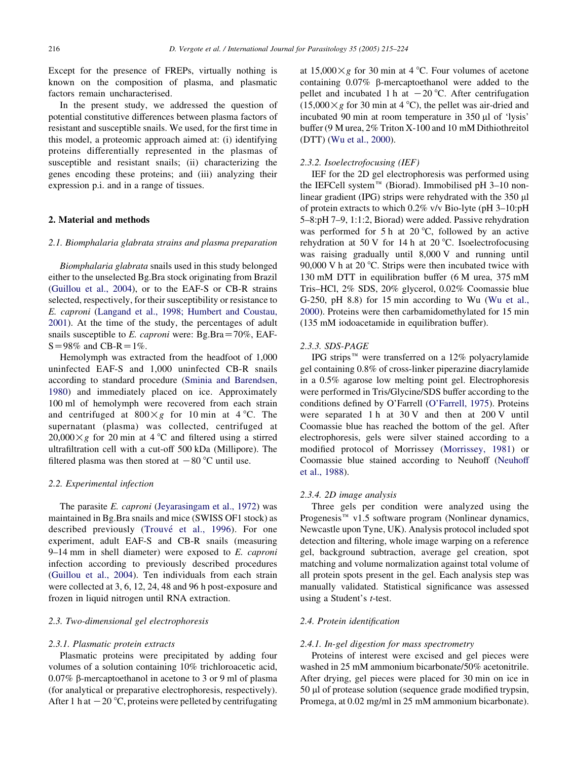Except for the presence of FREPs, virtually nothing is known on the composition of plasma, and plasmatic factors remain uncharacterised.

In the present study, we addressed the question of potential constitutive differences between plasma factors of resistant and susceptible snails. We used, for the first time in this model, a proteomic approach aimed at: (i) identifying proteins differentially represented in the plasmas of susceptible and resistant snails; (ii) characterizing the genes encoding these proteins; and (iii) analyzing their expression p.i. and in a range of tissues.

## 2. Material and methods

### 2.1. Biomphalaria glabrata strains and plasma preparation

*Biomphalaria glabrata* snails used in this study belonged either to the unselected Bg.Bra stock originating from Brazil (Guillou et al., 2004), or to the EAF-S or CB-R strains selected, respectively, for their susceptibility or resistance to *E. caproni* (Langand et al., 1998; Humbert and Coustau, 2001). At the time of the study, the percentages of adult snails susceptible to *E. caproni* were: Bg.Bra = 70%, EAF-S = 98% and CB-R = 1%.

Hemolymph was extracted from the headfoot of 1,000 uninfected EAF-S and 1,000 uninfected CB-R snails according to standard procedure (Sminia and Barendsen, 1980) and immediately placed on ice. Approximately 100 ml of hemolymph were recovered from each strain and centrifuged at 800×*g* for 10 min at 4 °C. The supernatant (plasma) was collected, centrifuged at 20,000×*g* for 20 min at 4 °C and filtered using a stirred ultrafiltration cell with a cut-off 500 kDa (Millipore). The filtered plasma was then stored at −80 °C until use.

### 2.2. Experimental infection

The parasite *E. caproni* (Jeyarasingam et al., 1972) was maintained in Bg.Bra snails and mice (SWISS OF1 stock) as described previously (Trouvé et al., 1996). For one experiment, adult EAF-S and CB-R snails (measuring 9–14 mm in shell diameter) were exposed to *E. caproni* infection according to previously described procedures (Guillou et al., 2004). Ten individuals from each strain were collected at 3, 6, 12, 24, 48 and 96 h post-exposure and frozen in liquid nitrogen until RNA extraction.

### 2.3. Two-dimensional gel electrophoresis

#### 2.3.1. Plasmatic protein extracts

Plasmatic proteins were precipitated by adding four volumes of a solution containing 10% trichloroacetic acid, 0.07% β-mercaptoethanol in acetone to 3 or 9 ml of plasma (for analytical or preparative electrophoresis, respectively). After 1 h at −20 °C, proteins were pelleted by centrifugating at 15,000×*g* for 30 min at 4 °C. Four volumes of acetone containing 0.07% β-mercaptoethanol were added to the pellet and incubated 1 h at −20 °C. After centrifugation (15,000×*g* for 30 min at 4 °C), the pellet was air-dried and incubated 90 min at room temperature in 350 μl of 'lysis' buffer (9 M urea, 2% Triton X-100 and 10 mM Dithiothreitol (DTT) (Wu et al., 2000).

#### 2.3.2. Isoelectrofocusing (IEF)

IEF for the 2D gel electrophoresis was performed using the IEFCell system™ (Biorad). Immobilised pH 3–10 non-linear gradient (IPG) strips were rehydrated with the 350 μl of protein extracts to which 0.2% v/v Bio-lyte (pH 3–10:pH 5–8:pH 7–9, 1:1:2, Biorad) were added. Passive rehydration was performed for 5 h at 20 °C, followed by an active rehydration at 50 V for 14 h at 20 °C. Isoelectrofocusing was raising gradually until 8,000 V and running until 90,000 V h at 20 °C. Strips were then incubated twice with 130 mM DTT in equilibration buffer (6 M urea, 375 mM Tris–HCl, 2% SDS, 20% glycerol, 0.02% Coomassie blue G-250, pH 8.8) for 15 min according to Wu (Wu et al., 2000). Proteins were then carbamidomethylated for 15 min (135 mM iodoacetamide in equilibration buffer).

#### 2.3.3. SDS-PAGE

IPG strips™ were transferred on a 12% polyacrylamide gel containing 0.8% of cross-linker piperazine diacrylamide in a 0.5% agarose low melting point gel. Electrophoresis were performed in Tris/Glycine/SDS buffer according to the conditions defined by O'Farrell (O'Farrell, 1975). Proteins were separated 1 h at 30 V and then at 200 V until Coomassie blue has reached the bottom of the gel. After electrophoresis, gels were silver stained according to a modified protocol of Morrissey (Morrissey, 1981) or Coomassie blue stained according to Neuhoff (Neuhoff et al., 1988).

#### 2.3.4. 2D image analysis

Three gels per condition were analyzed using the Progenesis™ v1.5 software program (Nonlinear dynamics, Newcastle upon Tyne, UK). Analysis protocol included spot detection and filtering, whole image warping on a reference gel, background subtraction, average gel creation, spot matching and volume normalization against total volume of all protein spots present in the gel. Each analysis step was manually validated. Statistical significance was assessed using a Student's *t*-test.

### 2.4. Protein identification

#### 2.4.1. In-gel digestion for mass spectrometry

Proteins of interest were excised and gel pieces were washed in 25 mM ammonium bicarbonate/50% acetonitrile. After drying, gel pieces were placed for 30 min on ice in 50 μl of protease solution (sequence grade modified trypsin, Promega, at 0.02 mg/ml in 25 mM ammonium bicarbonate).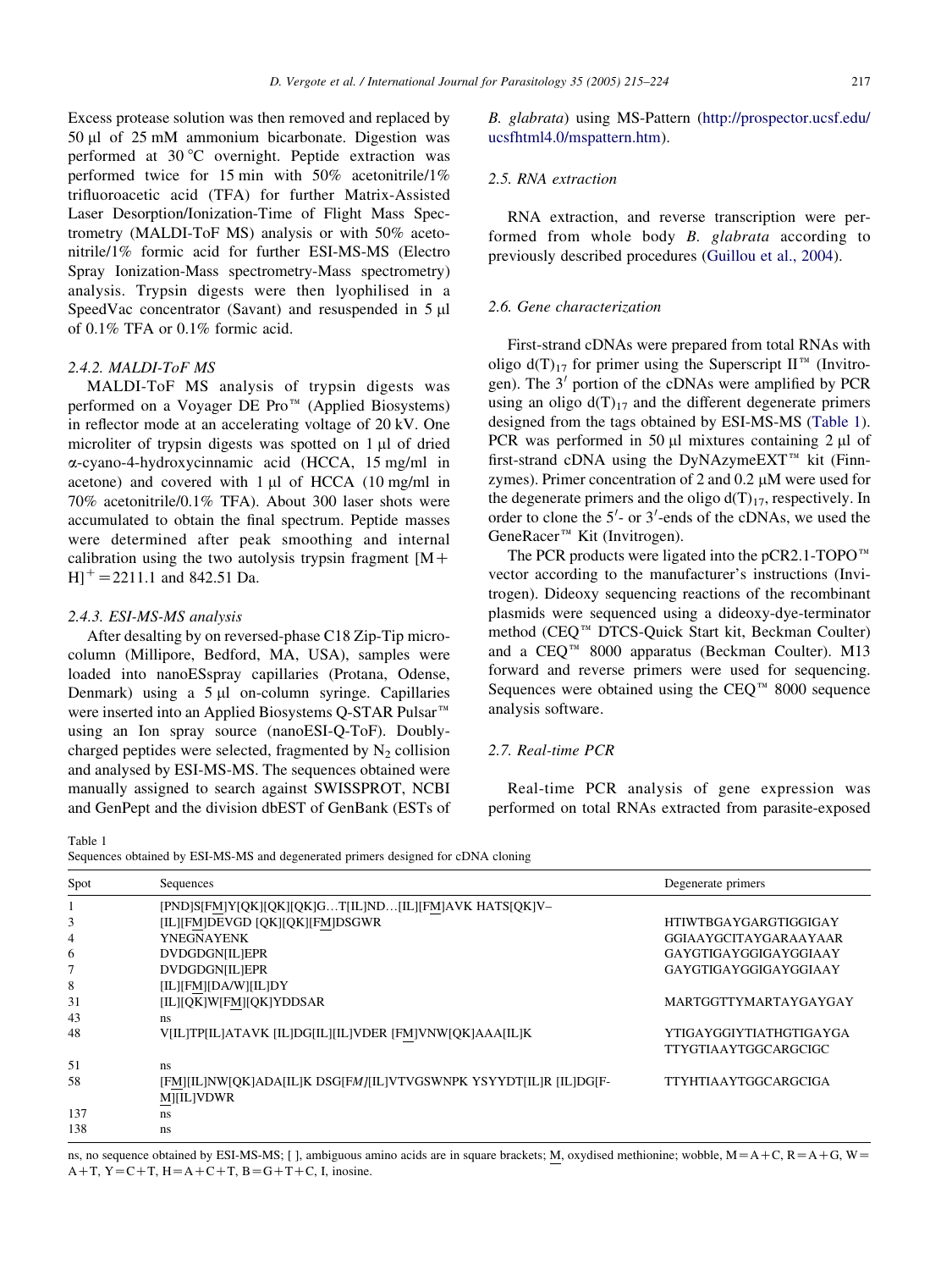Excess protease solution was then removed and replaced by 50 µl of 25 mM ammonium bicarbonate. Digestion was performed at 30 °C overnight. Peptide extraction was performed twice for 15 min with 50% acetonitrile/1% trifluoroacetic acid (TFA) for further Matrix-Assisted Laser Desorption/Ionization-Time of Flight Mass Spectrometry (MALDI-ToF MS) analysis or with 50% acetonitrile/1% formic acid for further ESI-MS-MS (Electro Spray Ionization-Mass spectrometry-Mass spectrometry) analysis. Trypsin digests were then lyophilised in a SpeedVac concentrator (Savant) and resuspended in 5 µl of 0.1% TFA or 0.1% formic acid.

#### 2.4.2. MALDI-ToF MS

MALDI-ToF MS analysis of trypsin digests was performed on a Voyager DE Pro™ (Applied Biosystems) in reflector mode at an accelerating voltage of 20 kV. One microliter of trypsin digests was spotted on 1 µl of dried α-cyano-4-hydroxycinnamic acid (HCCA, 15 mg/ml in acetone) and covered with 1 µl of HCCA (10 mg/ml in 70% acetonitrile/0.1% TFA). About 300 laser shots were accumulated to obtain the final spectrum. Peptide masses were determined after peak smoothing and internal calibration using the two autolysis trypsin fragment $[M+H]^+ = 2211.1$ and 842.51 Da.

#### 2.4.3. ESI-MS-MS analysis

After desalting by on reversed-phase C18 Zip-Tip microcolumn (Millipore, Bedford, MA, USA), samples were loaded into nanoESspray capillaries (Protana, Odense, Denmark) using a 5 µl on-column syringe. Capillaries were inserted into an Applied Biosystems Q-STAR Pulsar™ using an Ion spray source (nanoESI-Q-ToF). Doubly-charged peptides were selected, fragmented by $N_2$ collision and analysed by ESI-MS-MS. The sequences obtained were manually assigned to search against SWISSPROT, NCBI and GenPept and the division dbEST of GenBank (ESTs of *B. glabrata*) using MS-Pattern (http://prospector.ucsf.edu/ucsfhtml4.0/mspattern.htm).

### 2.5. RNA extraction

RNA extraction, and reverse transcription were performed from whole body *B. glabrata* according to previously described procedures (Guillou et al., 2004).

### 2.6. Gene characterization

First-strand cDNAs were prepared from total RNAs with oligo $d(T)_{17}$ for primer using the Superscript II™ (Invitrogen). The 3′ portion of the cDNAs were amplified by PCR using an oligo $d(T)_{17}$ and the different degenerate primers designed from the tags obtained by ESI-MS-MS (Table 1). PCR was performed in 50 µl mixtures containing 2 µl of first-strand cDNA using the DyNAzymeEXT™ kit (Finnzymes). Primer concentration of 2 and 0.2 µM were used for the degenerate primers and the oligo $d(T)_{17}$, respectively. In order to clone the 5′- or 3′-ends of the cDNAs, we used the GeneRacer™ Kit (Invitrogen).

The PCR products were ligated into the pCR2.1-TOPO™ vector according to the manufacturer's instructions (Invitrogen). Dideoxy sequencing reactions of the recombinant plasmids were sequenced using a dideoxy-dye-terminator method (CEQ™ DTCS-Quick Start kit, Beckman Coulter) and a CEQ™ 8000 apparatus (Beckman Coulter). M13 forward and reverse primers were used for sequencing. Sequences were obtained using the CEQ™ 8000 sequence analysis software.

### 2.7. Real-time PCR

Real-time PCR analysis of gene expression was performed on total RNAs extracted from parasite-exposed

Table 1
Sequences obtained by ESI-MS-MS and degenerated primers designed for cDNA cloning

| Spot | Sequences | Degenerate primers |
|---|---|---|
| 1 | [PND]S[FM]Y[QK][QK][QK]G…T[IL]ND…[IL][FM]AVK HATS[QK]V– | |
| 3 | [IL][FM]DEVGD [QK][QK][FM]DSGWR | HTIWTBGAYGARGTIGGIGAY |
| 4 | YNEGNAYENK | GGIAAYGCITAYGARAAYAAR |
| 6 | DVDGDGN[IL]EPR | GAYGTIGAYGGIGAYGGIAAY |
| 7 | DVDGDGN[IL]EPR | GAYGTIGAYGGIGAYGGIAAY |
| 8 | [IL][FM][DA/W][IL]DY | |
| 31 | [IL][QK]W[FM][QK]YDDSAR | MARTGGTTYMARTAYGAYGAY |
| 43 | ns | |
| 48 | V[IL]TP[IL]ATAVK [IL]DG[IL][IL]VDER [FM]VNW[QK]AAA[IL]K | YTIGAYGGIYTIATHGTIGAYGA TTYGTIAAYTGGCARGCIGC |
| 51 | ns | |
| 58 | [FM][IL]NW[QK]ADA[IL]K DSG[FM][IL]VTVGSWNPK YSYYDT[IL]R [IL]DG[FM][IL]VDWR | TTYHTIAAYTGGCARGCIGA |
| 137 | ns | |
| 138 | ns | |

ns, no sequence obtained by ESI-MS-MS; [ ], ambiguous amino acids are in square brackets; M, oxydised methionine; wobble, M = A + C, R = A + G, W = A + T, Y = C + T, H = A + C + T, B = G + T + C, I, inosine.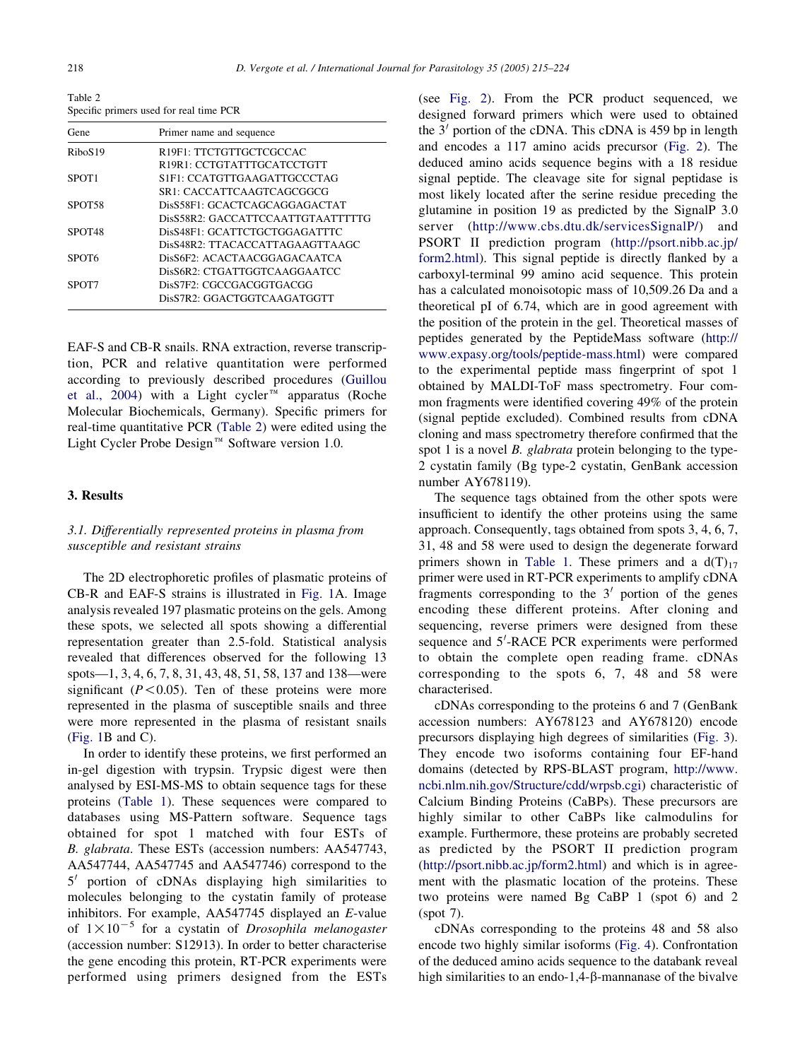Table 2
Specific primers used for real time PCR

| Gene | Primer name and sequence |
|---|---|
| RiboS19 | R19F1: TTCTGTTGCTCGCCAC |
| | R19R1: CCTGTATTTGCATCCTGTT |
| SPOT1 | S1F1: CCATGTTGAAGATTGCCCTAG |
| | SR1: CACCATTCAAGTCAGCGGCG |
| SPOT58 | DisS58F1: GCACTCAGCAGGAGACTAT |
| | DisS58R2: GACCATTCCAATTGTAATTTTTG |
| SPOT48 | DisS48F1: GCATTCTGCTGGAGATTTC |
| | DisS48R2: TTACACCATTAGAAGTTAAGC |
| SPOT6 | DisS6F2: ACACTAACGGAGACAATCA |
| | DisS6R2: CTGATTGGTCAAGGAATCC |
| SPOT7 | DisS7F2: CGCCGACGGTGACGG |
| | DisS7R2: GGACTGGTCAAGATGGTT |

EAF-S and CB-R snails. RNA extraction, reverse transcription, PCR and relative quantitation were performed according to previously described procedures (Guillou et al., 2004) with a Light cycler™ apparatus (Roche Molecular Biochemicals, Germany). Specific primers for real-time quantitative PCR (Table 2) were edited using the Light Cycler Probe Design™ Software version 1.0.

## 3. Results

### 3.1. Differentially represented proteins in plasma from susceptible and resistant strains

The 2D electrophoretic profiles of plasmatic proteins of CB-R and EAF-S strains is illustrated in Fig. 1A. Image analysis revealed 197 plasmatic proteins on the gels. Among these spots, we selected all spots showing a differential representation greater than 2.5-fold. Statistical analysis revealed that differences observed for the following 13 spots—1, 3, 4, 6, 7, 8, 31, 43, 48, 51, 58, 137 and 138—were significant ($P < 0.05$). Ten of these proteins were more represented in the plasma of susceptible snails and three were more represented in the plasma of resistant snails (Fig. 1B and C).

In order to identify these proteins, we first performed an in-gel digestion with trypsin. Trypsic digest were then analysed by ESI-MS-MS to obtain sequence tags for these proteins (Table 1). These sequences were compared to databases using MS-Pattern software. Sequence tags obtained for spot 1 matched with four ESTs of *B. glabrata*. These ESTs (accession numbers: AA547743, AA547744, AA547745 and AA547746) correspond to the 5′ portion of cDNAs displaying high similarities to molecules belonging to the cystatin family of protease inhibitors. For example, AA547745 displayed an *E*-value of $1 \times 10^{-5}$ for a cystatin of *Drosophila melanogaster* (accession number: S12913). In order to better characterise the gene encoding this protein, RT-PCR experiments were performed using primers designed from the ESTs (see Fig. 2). From the PCR product sequenced, we designed forward primers which were used to obtained the 3′ portion of the cDNA. This cDNA is 459 bp in length and encodes a 117 amino acids precursor (Fig. 2). The deduced amino acids sequence begins with a 18 residue signal peptide. The cleavage site for signal peptidase is most likely located after the serine residue preceding the glutamine in position 19 as predicted by the SignalP 3.0 server (http://www.cbs.dtu.dk/servicesSignalP/) and PSORT II prediction program (http://psort.nibb.ac.jp/form2.html). This signal peptide is directly flanked by a carboxyl-terminal 99 amino acid sequence. This protein has a calculated monoisotopic mass of 10,509.26 Da and a theoretical pI of 6.74, which are in good agreement with the position of the protein in the gel. Theoretical masses of peptides generated by the PeptideMass software (http://www.expasy.org/tools/peptide-mass.html) were compared to the experimental peptide mass fingerprint of spot 1 obtained by MALDI-ToF mass spectrometry. Four common fragments were identified covering 49% of the protein (signal peptide excluded). Combined results from cDNA cloning and mass spectrometry therefore confirmed that the spot 1 is a novel *B. glabrata* protein belonging to the type-2 cystatin family (Bg type-2 cystatin, GenBank accession number AY678119).

The sequence tags obtained from the other spots were insufficient to identify the other proteins using the same approach. Consequently, tags obtained from spots 3, 4, 6, 7, 31, 48 and 58 were used to design the degenerate forward primers shown in Table 1. These primers and a $d(T)_{17}$ primer were used in RT-PCR experiments to amplify cDNA fragments corresponding to the 3′ portion of the genes encoding these different proteins. After cloning and sequencing, reverse primers were designed from these sequence and 5′-RACE PCR experiments were performed to obtain the complete open reading frame. cDNAs corresponding to the spots 6, 7, 48 and 58 were characterised.

cDNAs corresponding to the proteins 6 and 7 (GenBank accession numbers: AY678123 and AY678120) encode precursors displaying high degrees of similarities (Fig. 3). They encode two isoforms containing four EF-hand domains (detected by RPS-BLAST program, http://www.ncbi.nlm.nih.gov/Structure/cdd/wrpsb.cgi) characteristic of Calcium Binding Proteins (CaBPs). These precursors are highly similar to other CaBPs like calmodulins for example. Furthermore, these proteins are probably secreted as predicted by the PSORT II prediction program (http://psort.nibb.ac.jp/form2.html) and which is in agreement with the plasmatic location of the proteins. These two proteins were named Bg CaBP 1 (spot 6) and 2 (spot 7).

cDNAs corresponding to the proteins 48 and 58 also encode two highly similar isoforms (Fig. 4). Confrontation of the deduced amino acids sequence to the databank reveal high similarities to an endo-1,4-β-mannanase of the bivalve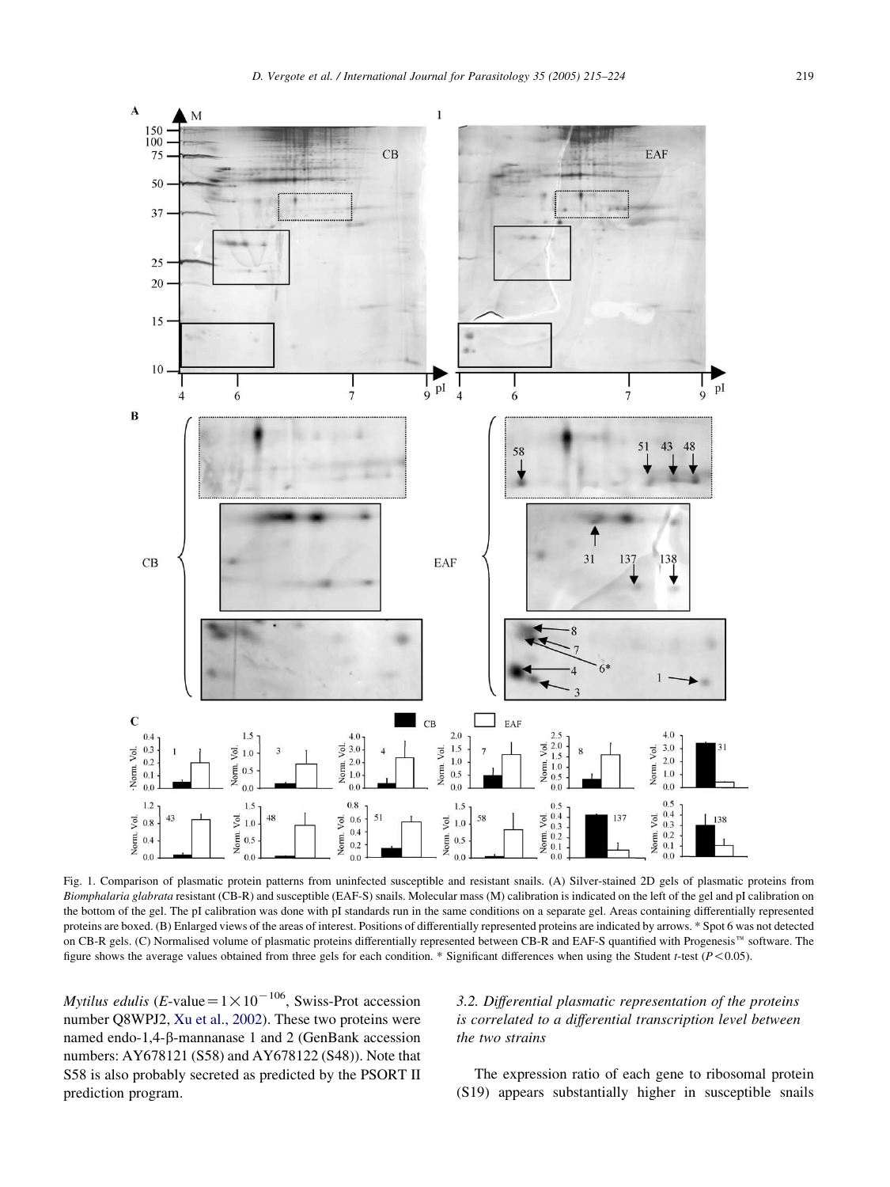Fig. 1. Comparison of plasmatic protein patterns from uninfected susceptible and resistant snails. (A) Silver-stained 2D gels of plasmatic proteins from *Biomphalaria glabrata* resistant (CB-R) and susceptible (EAF-S) snails. Molecular mass (M) calibration is indicated on the left of the gel and pI calibration on the bottom of the gel. The pI calibration was done with pI standards run in the same conditions on a separate gel. Areas containing differentially represented proteins are boxed. (B) Enlarged views of the areas of interest. Positions of differentially represented proteins are indicated by arrows. * Spot 6 was not detected on CB-R gels. (C) Normalised volume of plasmatic proteins differentially represented between CB-R and EAF-S quantified with Progenesis™ software. The figure shows the average values obtained from three gels for each condition. * Significant differences when using the Student *t*-test ($P<0.05$).

*Mytilus edulis* ($E$-value$=1\times10^{-106}$, Swiss-Prot accession number Q8WPJ2, Xu et al., 2002). These two proteins were named endo-1,4-β-mannanase 1 and 2 (GenBank accession numbers: AY678121 (S58) and AY678122 (S48)). Note that S58 is also probably secreted as predicted by the PSORT II prediction program.

### 3.2. Differential plasmatic representation of the proteins is correlated to a differential transcription level between the two strains

The expression ratio of each gene to ribosomal protein (S19) appears substantially higher in susceptible snails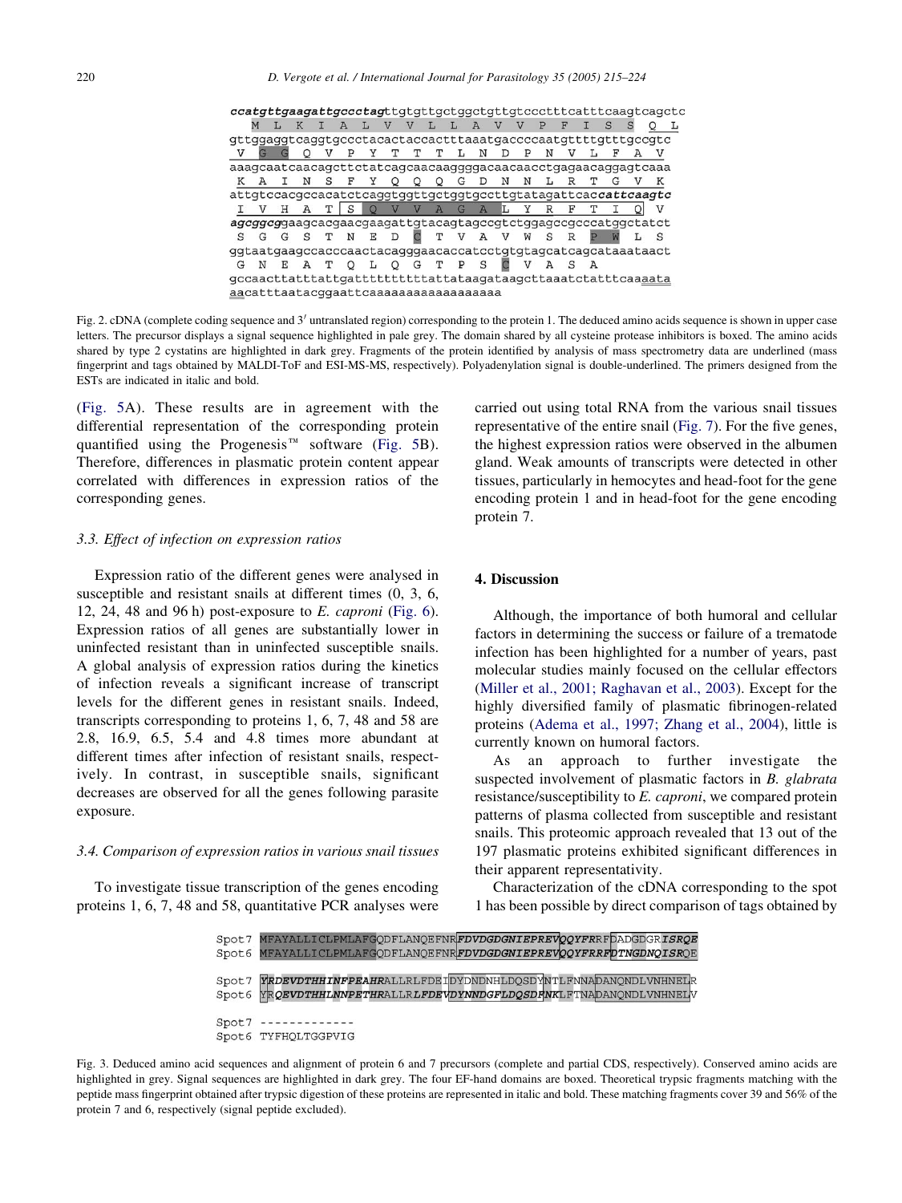```
ccatgttgaagattgccctagttgtgttgctggctgttgtccctttcatttcaagtcagctc
  M  L  K  I  A  L  V  V  L  L  A  V  V  P  F  I  S  S  Q  L
gttggaggtcaggtgccctacactaccactttaaatgaccccaatgttttgtttgccgtc
  V  G  G  Q  V  P  Y  T  T  T  L  N  D  P  N  V  L  F  A  V
aaagcaatcaacagcttctatcagcaacaaggggacaacaacctgagaacaggagtcaaa
  K  A  I  N  S  F  Y  Q  Q  Q  G  D  N  N  L  R  T  G  V  K
attgtccacgccacatctcaggtggttgctggtgccttgtatagattcaccattcaagtc
  I  V  H  A  T  S  Q  V  V  A  G  A  L  Y  R  F  T  I  Q  V
agcggcggaagcacgaacgaagattgtacagtagccgtctggagccgcccatggctatct
  S  G  G  S  T  N  E  D  C  T  V  A  V  W  S  R  P  W  L  S
ggtaatgaagccacccaactacagggaacaccatcctgtgtagcatcagcataaataact
  G  N  E  A  T  Q  L  Q  G  T  P  S  C  V  A  S  A
gccaacttatttattgatttttttttttattataagataagcttaaatctatttcaaaata
aacatttaatacggaattcaaaaaaaaaaaaaaaaaa
```

Fig. 2. cDNA (complete coding sequence and 3′ untranslated region) corresponding to the protein 1. The deduced amino acids sequence is shown in upper case letters. The precursor displays a signal sequence highlighted in pale grey. The domain shared by all cysteine protease inhibitors is boxed. The amino acids shared by type 2 cystatins are highlighted in dark grey. Fragments of the protein identified by analysis of mass spectrometry data are underlined (mass fingerprint and tags obtained by MALDI-ToF and ESI-MS-MS, respectively). Polyadenylation signal is double-underlined. The primers designed from the ESTs are indicated in italic and bold.

(Fig. 5A). These results are in agreement with the differential representation of the corresponding protein quantified using the Progenesis™ software (Fig. 5B). Therefore, differences in plasmatic protein content appear correlated with differences in expression ratios of the corresponding genes.

### 3.3. Effect of infection on expression ratios

Expression ratio of the different genes were analysed in susceptible and resistant snails at different times (0, 3, 6, 12, 24, 48 and 96 h) post-exposure to *E. caproni* (Fig. 6). Expression ratios of all genes are substantially lower in uninfected resistant than in uninfected susceptible snails. A global analysis of expression ratios during the kinetics of infection reveals a significant increase of transcript levels for the different genes in resistant snails. Indeed, transcripts corresponding to proteins 1, 6, 7, 48 and 58 are 2.8, 16.9, 6.5, 5.4 and 4.8 times more abundant at different times after infection of resistant snails, respectively. In contrast, in susceptible snails, significant decreases are observed for all the genes following parasite exposure.

### 3.4. Comparison of expression ratios in various snail tissues

To investigate tissue transcription of the genes encoding proteins 1, 6, 7, 48 and 58, quantitative PCR analyses were carried out using total RNA from the various snail tissues representative of the entire snail (Fig. 7). For the five genes, the highest expression ratios were observed in the albumen gland. Weak amounts of transcripts were detected in other tissues, particularly in hemocytes and head-foot for the gene encoding protein 1 and in head-foot for the gene encoding protein 7.

## 4. Discussion

Although, the importance of both humoral and cellular factors in determining the success or failure of a trematode infection has been highlighted for a number of years, past molecular studies mainly focused on the cellular effectors (Miller et al., 2001; Raghavan et al., 2003). Except for the highly diversified family of plasmatic fibrinogen-related proteins (Adema et al., 1997; Zhang et al., 2004), little is currently known on humoral factors.

As an approach to further investigate the suspected involvement of plasmatic factors in *B. glabrata* resistance/susceptibility to *E. caproni*, we compared protein patterns of plasma collected from susceptible and resistant snails. This proteomic approach revealed that 13 out of the 197 plasmatic proteins exhibited significant differences in their apparent representativity.

Characterization of the cDNA corresponding to the spot 1 has been possible by direct comparison of tags obtained by

```
Spot7  MFAYALLICLPMLAFGQDFLANQEFNRFDVDGDGNIEPREVQQYFRRFDADGDGRISRQE
Spot6  MFAYALLICLPMLAFGQDFLANQEFNRFDVDGDGNIEPREVQQYFRRFDTNGDNQISRQE

Spot7  YRDEVDTHHINFPEAHRALLRLFDEIDYDNDNHLDQSDYNTLFNNADANQNDLVNHNELR
Spot6  YRQEVDTHHLNNPETHRALLRLFDEVDYNNDGFLDQSDFNKLFTNADANQNDLVNHNELV

Spot7  -------------
Spot6  TYFHQLTGGPVIG
```

Fig. 3. Deduced amino acid sequences and alignment of protein 6 and 7 precursors (complete and partial CDS, respectively). Conserved amino acids are highlighted in grey. Signal sequences are highlighted in dark grey. The four EF-hand domains are boxed. Theoretical trypsic fragments matching with the peptide mass fingerprint obtained after trypsic digestion of these proteins are represented in italic and bold. These matching fragments cover 39 and 56% of the protein 7 and 6, respectively (signal peptide excluded).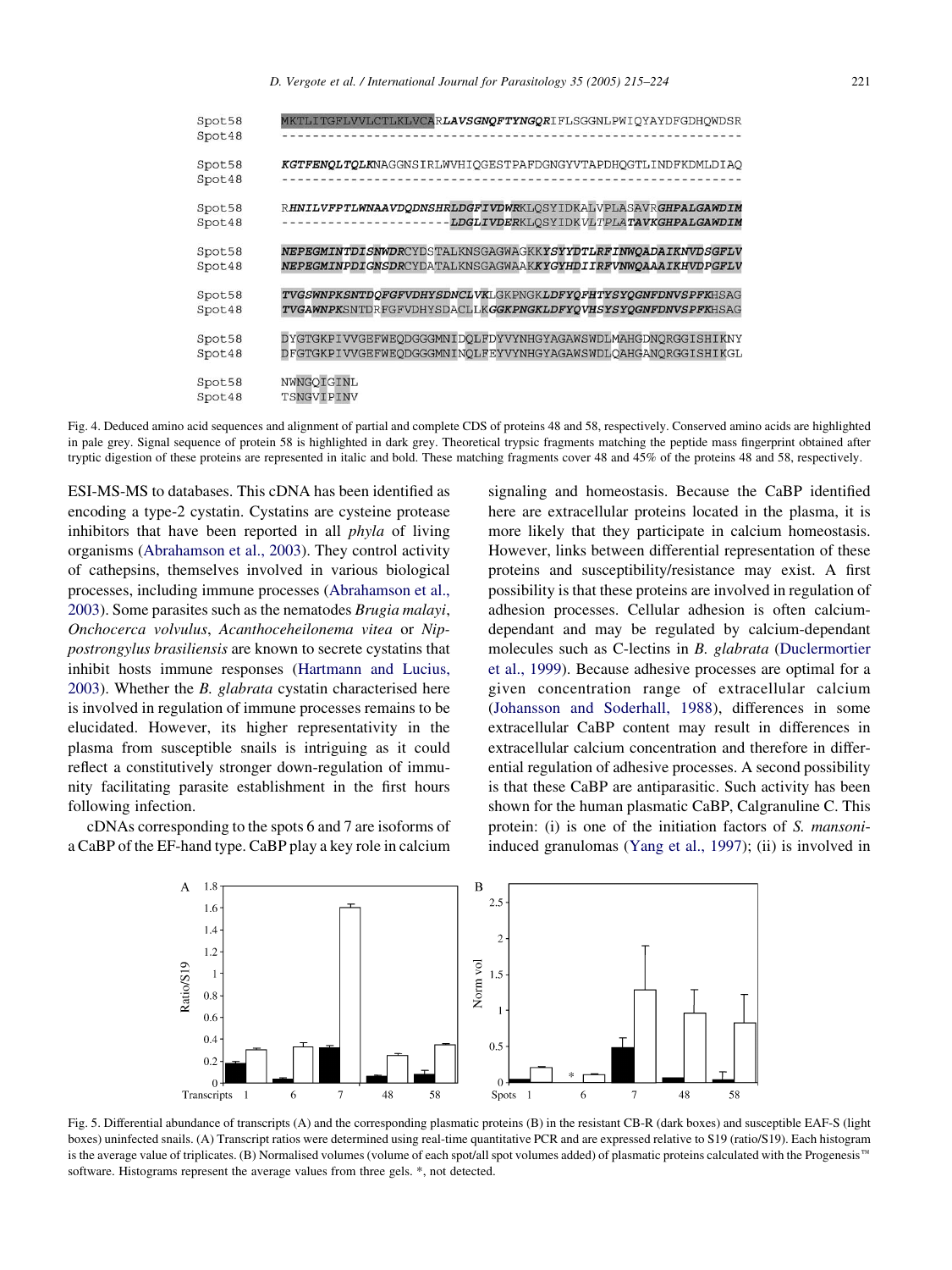```
Spot58    MKTLITGFLVVLCTLKLVCARLAVSGNQFTYNGQRIFLSGGNLPWIQYAYDFGDHQWDSR
Spot48    ------------------------------------------------------------

Spot58    KGTFENQLTQLKNAGGNSIRLWVHIQGESTPAFDGNGYVTAPDHQGTLINDFKDMLDIAQ
Spot48    ------------------------------------------------------------

Spot58    RHNILVFPTLWNAAVDQDNSHRLDGFIVDWRKLQSYIDKALVPLASAVRGHPALGAWDIM
Spot48    ---------------------LDGLIVDERKLQSYIDKVLTPLATAVKGHPALGAWDIM

Spot58    NEPEGMINTDISNWDRCYDSTALKNSGAGWAGKKYSYYDTLRFINWQADAIKNVDSGFLV
Spot48    NEPEGMINPDIGNSDRCYDATALKNSGAGWAAKKYGYHDIIRFVNWQAAAIKHVDPGFLV

Spot58    TVGSWNPKSNTDQFGFVDHYSDNCLVKLGKPNGKLDFYQFHTYSYQGNFDNVSPFKHSAG
Spot48    TVGAWNPKSNTDRFGFVDHYSDACLLKGGKPNGKLDFYQVHSYSYQGNFDNVSPFKHSAG

Spot58    DYGTGKPIVVGEFWEQDGGGMNIDQLFDYVYNHGYAGAWSWDLMAHGDNQRGGISHIKNY
Spot48    DFGTGKPIVVGEFWEQDGGGMNINQLFEYVYNHGYAGAWSWDLQAHGANQRGGISHIKGL

Spot58    NWNGQIGINL
Spot48    TSNGVIPINV
```

Fig. 4. Deduced amino acid sequences and alignment of partial and complete CDS of proteins 48 and 58, respectively. Conserved amino acids are highlighted in pale grey. Signal sequence of protein 58 is highlighted in dark grey. Theoretical tryptic fragments matching the peptide mass fingerprint obtained after tryptic digestion of these proteins are represented in italic and bold. These matching fragments cover 48 and 45% of the proteins 48 and 58, respectively.

ESI-MS-MS to databases. This cDNA has been identified as encoding a type-2 cystatin. Cystatins are cysteine protease inhibitors that have been reported in all *phyla* of living organisms (Abrahamson et al., 2003). They control activity of cathepsins, themselves involved in various biological processes, including immune processes (Abrahamson et al., 2003). Some parasites such as the nematodes *Brugia malayi*, *Onchocerca volvulus*, *Acanthoceheilonema vitea* or *Nippostrongylus brasiliensis* are known to secrete cystatins that inhibit hosts immune responses (Hartmann and Lucius, 2003). Whether the *B. glabrata* cystatin characterised here is involved in regulation of immune processes remains to be elucidated. However, its higher representativity in the plasma from susceptible snails is intriguing as it could reflect a constitutively stronger down-regulation of immunity facilitating parasite establishment in the first hours following infection.

cDNAs corresponding to the spots 6 and 7 are isoforms of a CaBP of the EF-hand type. CaBP play a key role in calcium signaling and homeostasis. Because the CaBP identified here are extracellular proteins located in the plasma, it is more likely that they participate in calcium homeostasis. However, links between differential representation of these proteins and susceptibility/resistance may exist. A first possibility is that these proteins are involved in regulation of adhesion processes. Cellular adhesion is often calcium-dependant and may be regulated by calcium-dependant molecules such as C-lectins in *B. glabrata* (Duclermortier et al., 1999). Because adhesive processes are optimal for a given concentration range of extracellular calcium (Johansson and Soderhall, 1988), differences in some extracellular CaBP content may result in differences in extracellular calcium concentration and therefore in differential regulation of adhesive processes. A second possibility is that these CaBP are antiparasitic. Such activity has been shown for the human plasmatic CaBP, Calgranuline C. This protein: (i) is one of the initiation factors of *S. mansoni*-induced granulomas (Yang et al., 1997); (ii) is involved in

Fig. 5. Differential abundance of transcripts (A) and the corresponding plasmatic proteins (B) in the resistant CB-R (dark boxes) and susceptible EAF-S (light boxes) uninfected snails. (A) Transcript ratios were determined using real-time quantitative PCR and are expressed relative to S19 (ratio/S19). Each histogram is the average value of triplicates. (B) Normalised volumes (volume of each spot/all spot volumes added) of plasmatic proteins calculated with the Progenesis™ software. Histograms represent the average values from three gels. *, not detected.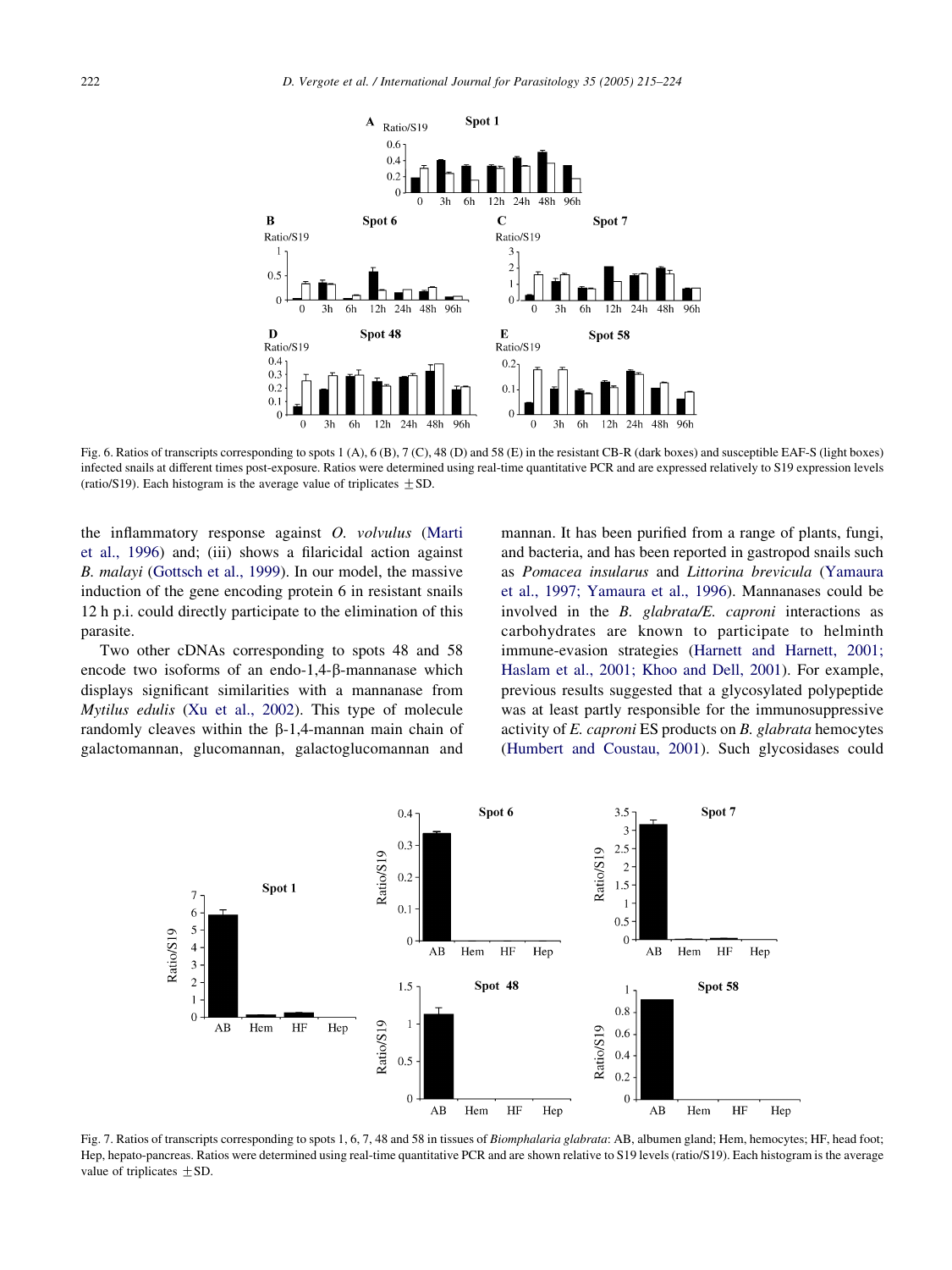Fig. 6. Ratios of transcripts corresponding to spots 1 (A), 6 (B), 7 (C), 48 (D) and 58 (E) in the resistant CB-R (dark boxes) and susceptible EAF-S (light boxes) infected snails at different times post-exposure. Ratios were determined using real-time quantitative PCR and are expressed relatively to S19 expression levels (ratio/S19). Each histogram is the average value of triplicates ±SD.

the inflammatory response against *O. volvulus* (Marti et al., 1996) and; (iii) shows a filaricidal action against *B. malayi* (Gottsch et al., 1999). In our model, the massive induction of the gene encoding protein 6 in resistant snails 12 h p.i. could directly participate to the elimination of this parasite.

Two other cDNAs corresponding to spots 48 and 58 encode two isoforms of an endo-1,4-β-mannanase which displays significant similarities with a mannanase from *Mytilus edulis* (Xu et al., 2002). This type of molecule randomly cleaves within the β-1,4-mannan main chain of galactomannan, glucomannan, galactoglucomannan and mannan. It has been purified from a range of plants, fungi, and bacteria, and has been reported in gastropod snails such as *Pomacea insularus* and *Littorina brevicula* (Yamaura et al., 1997; Yamaura et al., 1996). Mannanases could be involved in the *B. glabrata/E. caproni* interactions as carbohydrates are known to participate to helminth immune-evasion strategies (Harnett and Harnett, 2001; Haslam et al., 2001; Khoo and Dell, 2001). For example, previous results suggested that a glycosylated polypeptide was at least partly responsible for the immunosuppressive activity of *E. caproni* ES products on *B. glabrata* hemocytes (Humbert and Coustau, 2001). Such glycosidases could

Fig. 7. Ratios of transcripts corresponding to spots 1, 6, 7, 48 and 58 in tissues of *Biomphalaria glabrata*: AB, albumen gland; Hem, hemocytes; HF, head foot; Hep, hepato-pancreas. Ratios were determined using real-time quantitative PCR and are shown relative to S19 levels (ratio/S19). Each histogram is the average value of triplicates ±SD.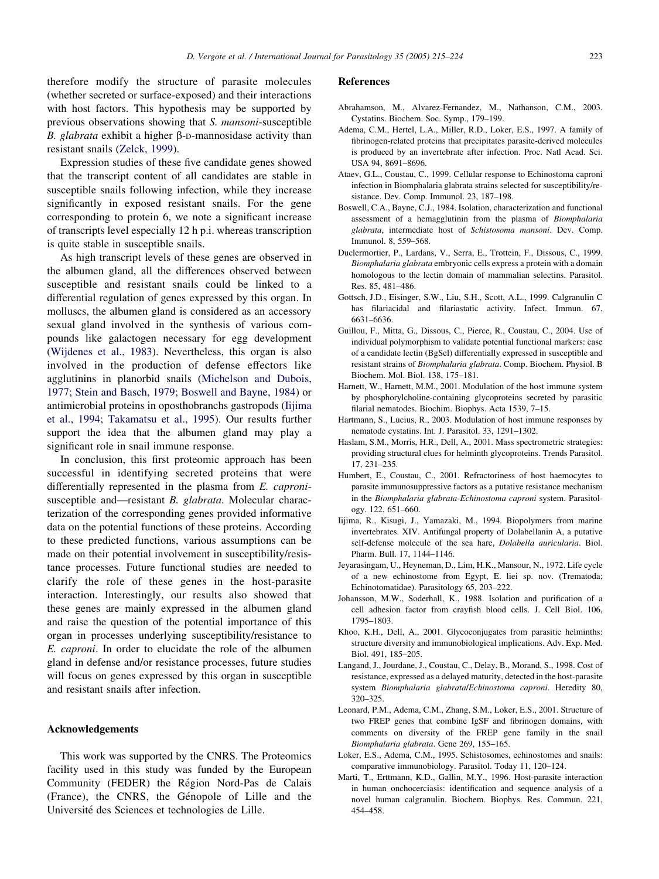therefore modify the structure of parasite molecules (whether secreted or surface-exposed) and their interactions with host factors. This hypothesis may be supported by previous observations showing that *S. mansoni*-susceptible *B. glabrata* exhibit a higher β-D-mannosidase activity than resistant snails (Zelck, 1999).

Expression studies of these five candidate genes showed that the transcript content of all candidates are stable in susceptible snails following infection, while they increase significantly in exposed resistant snails. For the gene corresponding to protein 6, we note a significant increase of transcripts level especially 12 h p.i. whereas transcription is quite stable in susceptible snails.

As high transcript levels of these genes are observed in the albumen gland, all the differences observed between susceptible and resistant snails could be linked to a differential regulation of genes expressed by this organ. In molluscs, the albumen gland is considered as an accessory sexual gland involved in the synthesis of various compounds like galactogen necessary for egg development (Wijdenes et al., 1983). Nevertheless, this organ is also involved in the production of defense effectors like agglutinins in planorbid snails (Michelson and Dubois, 1977; Stein and Basch, 1979; Boswell and Bayne, 1984) or antimicrobial proteins in oposthobranchs gastropods (Iijima et al., 1994; Takamatsu et al., 1995). Our results further support the idea that the albumen gland may play a significant role in snail immune response.

In conclusion, this first proteomic approach has been successful in identifying secreted proteins that were differentially represented in the plasma from *E. caproni*-susceptible and—resistant *B. glabrata*. Molecular characterization of the corresponding genes provided informative data on the potential functions of these proteins. According to these predicted functions, various assumptions can be made on their potential involvement in susceptibility/resistance processes. Future functional studies are needed to clarify the role of these genes in the host-parasite interaction. Interestingly, our results also showed that these genes are mainly expressed in the albumen gland and raise the question of the potential importance of this organ in processes underlying susceptibility/resistance to *E. caproni*. In order to elucidate the role of the albumen gland in defense and/or resistance processes, future studies will focus on genes expressed by this organ in susceptible and resistant snails after infection.

## Acknowledgements

This work was supported by the CNRS. The Proteomics facility used in this study was funded by the European Community (FEDER) the Région Nord-Pas de Calais (France), the CNRS, the Génopole of Lille and the Université des Sciences et technologies de Lille.

## References

Abrahamson, M., Alvarez-Fernandez, M., Nathanson, C.M., 2003. Cystatins. Biochem. Soc. Symp., 179–199.

Adema, C.M., Hertel, L.A., Miller, R.D., Loker, E.S., 1997. A family of fibrinogen-related proteins that precipitates parasite-derived molecules is produced by an invertebrate after infection. Proc. Natl Acad. Sci. USA 94, 8691–8696.

Ataev, G.L., Coustau, C., 1999. Cellular response to Echinostoma caproni infection in Biomphalaria glabrata strains selected for susceptibility/resistance. Dev. Comp. Immunol. 23, 187–198.

Boswell, C.A., Bayne, C.J., 1984. Isolation, characterization and functional assessment of a hemagglutinin from the plasma of *Biomphalaria glabrata*, intermediate host of *Schistosoma mansoni*. Dev. Comp. Immunol. 8, 559–568.

Duclermortier, P., Lardans, V., Serra, E., Trottein, F., Dissous, C., 1999. *Biomphalaria glabrata* embryonic cells express a protein with a domain homologous to the lectin domain of mammalian selectins. Parasitol. Res. 85, 481–486.

Gottsch, J.D., Eisinger, S.W., Liu, S.H., Scott, A.L., 1999. Calgranulin C has filariacidal and filariastatic activity. Infect. Immun. 67, 6631–6636.

Guillou, F., Mitta, G., Dissous, C., Pierce, R., Coustau, C., 2004. Use of individual polymorphism to validate potential functional markers: case of a candidate lectin (BgSel) differentially expressed in susceptible and resistant strains of *Biomphalaria glabrata*. Comp. Biochem. Physiol. B Biochem. Mol. Biol. 138, 175–181.

Harnett, W., Harnett, M.M., 2001. Modulation of the host immune system by phosphorylcholine-containing glycoproteins secreted by parasitic filarial nematodes. Biochim. Biophys. Acta 1539, 7–15.

Hartmann, S., Lucius, R., 2003. Modulation of host immune responses by nematode cystatins. Int. J. Parasitol. 33, 1291–1302.

Haslam, S.M., Morris, H.R., Dell, A., 2001. Mass spectrometric strategies: providing structural clues for helminth glycoproteins. Trends Parasitol. 17, 231–235.

Humbert, E., Coustau, C., 2001. Refractoriness of host haemocytes to parasite immunosuppressive factors as a putative resistance mechanism in the *Biomphalaria glabrata-Echinostoma caproni* system. Parasitology. 122, 651–660.

Iijima, R., Kisugi, J., Yamazaki, M., 1994. Biopolymers from marine invertebrates. XIV. Antifungal property of Dolabellanin A, a putative self-defense molecule of the sea hare, *Dolabella auricularia*. Biol. Pharm. Bull. 17, 1144–1146.

Jeyarasingam, U., Heyneman, D., Lim, H.K., Mansour, N., 1972. Life cycle of a new echinostome from Egypt, E. liei sp. nov. (Trematoda; Echinotomatidae). Parasitology 65, 203–222.

Johansson, M.W., Soderhall, K., 1988. Isolation and purification of a cell adhesion factor from crayfish blood cells. J. Cell Biol. 106, 1795–1803.

Khoo, K.H., Dell, A., 2001. Glycoconjugates from parasitic helminths: structure diversity and immunobiological implications. Adv. Exp. Med. Biol. 491, 185–205.

Langand, J., Jourdane, J., Coustau, C., Delay, B., Morand, S., 1998. Cost of resistance, expressed as a delayed maturity, detected in the host-parasite system *Biomphalaria glabrata/Echinostoma caproni*. Heredity 80, 320–325.

Leonard, P.M., Adema, C.M., Zhang, S.M., Loker, E.S., 2001. Structure of two FREP genes that combine IgSF and fibrinogen domains, with comments on diversity of the FREP gene family in the snail *Biomphalaria glabrata*. Gene 269, 155–165.

Loker, E.S., Adema, C.M., 1995. Schistosomes, echinostomes and snails: comparative immunobiology. Parasitol. Today 11, 120–124.

Marti, T., Erttmann, K.D., Gallin, M.Y., 1996. Host-parasite interaction in human onchocerciasis: identification and sequence analysis of a novel human calgranulin. Biochem. Biophys. Res. Commun. 221, 454–458.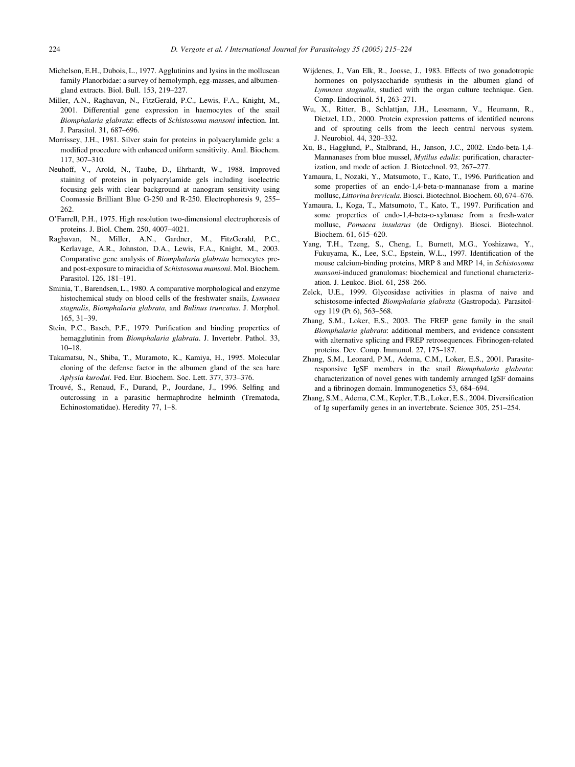Michelson, E.H., Dubois, L., 1977. Agglutinins and lysins in the molluscan family Planorbidae: a survey of hemolymph, egg-masses, and albumen-gland extracts. Biol. Bull. 153, 219–227.

Miller, A.N., Raghavan, N., FitzGerald, P.C., Lewis, F.A., Knight, M., 2001. Differential gene expression in haemocytes of the snail *Biomphalaria glabrata*: effects of *Schistosoma mansoni* infection. Int. J. Parasitol. 31, 687–696.

Morrissey, J.H., 1981. Silver stain for proteins in polyacrylamide gels: a modified procedure with enhanced uniform sensitivity. Anal. Biochem. 117, 307–310.

Neuhoff, V., Arold, N., Taube, D., Ehrhardt, W., 1988. Improved staining of proteins in polyacrylamide gels including isoelectric focusing gels with clear background at nanogram sensitivity using Coomassie Brilliant Blue G-250 and R-250. Electrophoresis 9, 255–262.

O'Farrell, P.H., 1975. High resolution two-dimensional electrophoresis of proteins. J. Biol. Chem. 250, 4007–4021.

Raghavan, N., Miller, A.N., Gardner, M., FitzGerald, P.C., Kerlavage, A.R., Johnston, D.A., Lewis, F.A., Knight, M., 2003. Comparative gene analysis of *Biomphalaria glabrata* hemocytes pre- and post-exposure to miracidia of *Schistosoma mansoni*. Mol. Biochem. Parasitol. 126, 181–191.

Sminia, T., Barendsen, L., 1980. A comparative morphological and enzyme histochemical study on blood cells of the freshwater snails, *Lymnaea stagnalis*, *Biomphalaria glabrata*, and *Bulinus truncatus*. J. Morphol. 165, 31–39.

Stein, P.C., Basch, P.F., 1979. Purification and binding properties of hemagglutinin from *Biomphalaria glabrata*. J. Invertebr. Pathol. 33, 10–18.

Takamatsu, N., Shiba, T., Muramoto, K., Kamiya, H., 1995. Molecular cloning of the defense factor in the albumen gland of the sea hare *Aplysia kurodai*. Fed. Eur. Biochem. Soc. Lett. 377, 373–376.

Trouvé, S., Renaud, F., Durand, P., Jourdane, J., 1996. Selfing and outcrossing in a parasitic hermaphrodite helminth (Trematoda, Echinostomatidae). Heredity 77, 1–8.

Wijdenes, J., Van Elk, R., Joosse, J., 1983. Effects of two gonadotropic hormones on polysaccharide synthesis in the albumen gland of *Lymnaea stagnalis*, studied with the organ culture technique. Gen. Comp. Endocrinol. 51, 263–271.

Wu, X., Ritter, B., Schlattjan, J.H., Lessmann, V., Heumann, R., Dietzel, I.D., 2000. Protein expression patterns of identified neurons and of sprouting cells from the leech central nervous system. J. Neurobiol. 44, 320–332.

Xu, B., Hagglund, P., Stalbrand, H., Janson, J.C., 2002. Endo-beta-1,4-Mannanases from blue mussel, *Mytilus edulis*: purification, characterization, and mode of action. J. Biotechnol. 92, 267–277.

Yamaura, I., Nozaki, Y., Matsumoto, T., Kato, T., 1996. Purification and some properties of an endo-1,4-beta-D-mannanase from a marine mollusc, *Littorina brevicula*. Biosci. Biotechnol. Biochem. 60, 674–676.

Yamaura, I., Koga, T., Matsumoto, T., Kato, T., 1997. Purification and some properties of endo-1,4-beta-D-xylanase from a fresh-water mollusc, *Pomacea insularus* (de Ordigny). Biosci. Biotechnol. Biochem. 61, 615–620.

Yang, T.H., Tzeng, S., Cheng, I., Burnett, M.G., Yoshizawa, Y., Fukuyama, K., Lee, S.C., Epstein, W.L., 1997. Identification of the mouse calcium-binding proteins, MRP 8 and MRP 14, in *Schistosoma mansoni*-induced granulomas: biochemical and functional characterization. J. Leukoc. Biol. 61, 258–266.

Zelck, U.E., 1999. Glycosidase activities in plasma of naive and schistosome-infected *Biomphalaria glabrata* (Gastropoda). Parasitology 119 (Pt 6), 563–568.

Zhang, S.M., Loker, E.S., 2003. The FREP gene family in the snail *Biomphalaria glabrata*: additional members, and evidence consistent with alternative splicing and FREP retrosequences. Fibrinogen-related proteins. Dev. Comp. Immunol. 27, 175–187.

Zhang, S.M., Leonard, P.M., Adema, C.M., Loker, E.S., 2001. Parasite-responsive IgSF members in the snail *Biomphalaria glabrata*: characterization of novel genes with tandemly arranged IgSF domains and a fibrinogen domain. Immunogenetics 53, 684–694.

Zhang, S.M., Adema, C.M., Kepler, T.B., Loker, E.S., 2004. Diversification of Ig superfamily genes in an invertebrate. Science 305, 251–254.